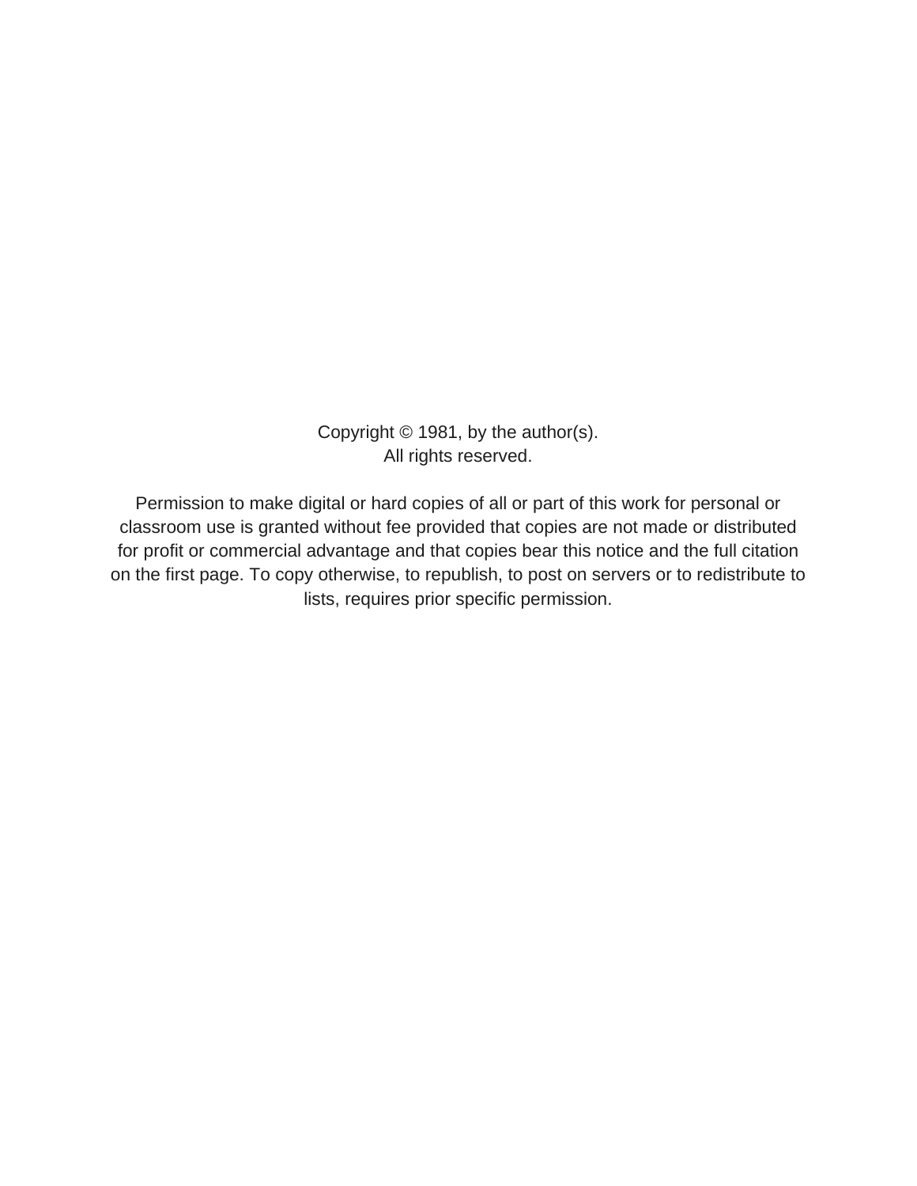Copyright © 1981, by the author(s).
All rights reserved.

Permission to make digital or hard copies of all or part of this work for personal or classroom use is granted without fee provided that copies are not made or distributed for profit or commercial advantage and that copies bear this notice and the full citation on the first page. To copy otherwise, to republish, to post on servers or to redistribute to lists, requires prior specific permission.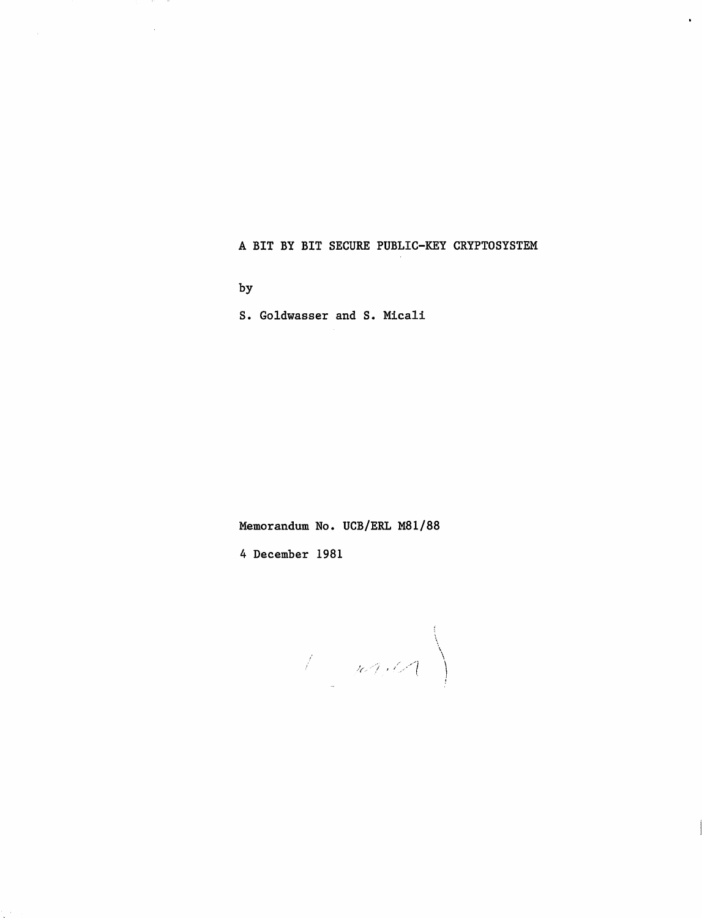# A BIT BY BIT SECURE PUBLIC-KEY CRYPTOSYSTEM

by

S. Goldwasser and S. Micali

Memorandum No. UCB/ERL M81/88

4 December 1981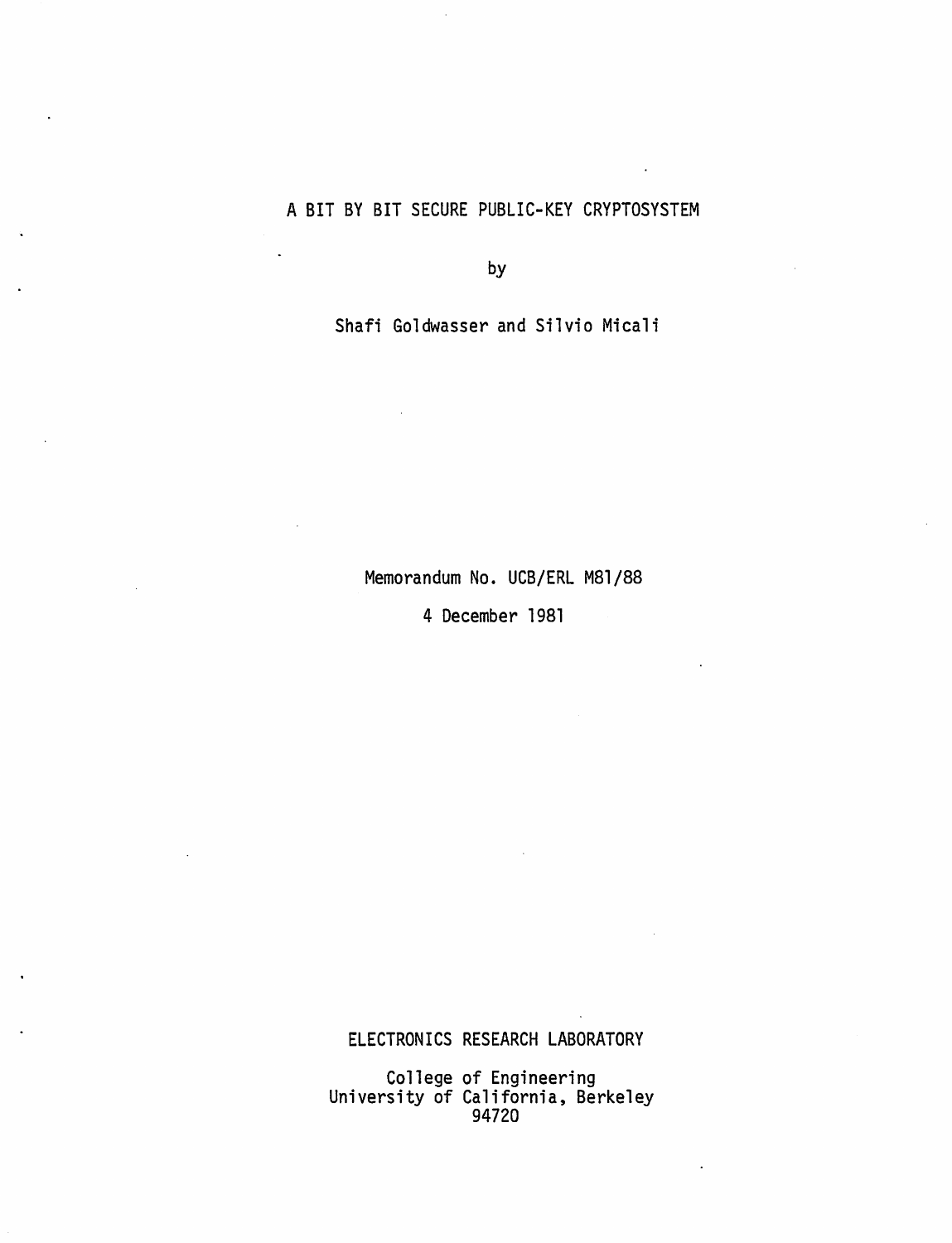# A BIT BY BIT SECURE PUBLIC-KEY CRYPTOSYSTEM

by

Shafi Goldwasser and Silvio Micali

Memorandum No. UCB/ERL M81/88

4 December 1981

ELECTRONICS RESEARCH LABORATORY

College of Engineering
University of California, Berkeley
94720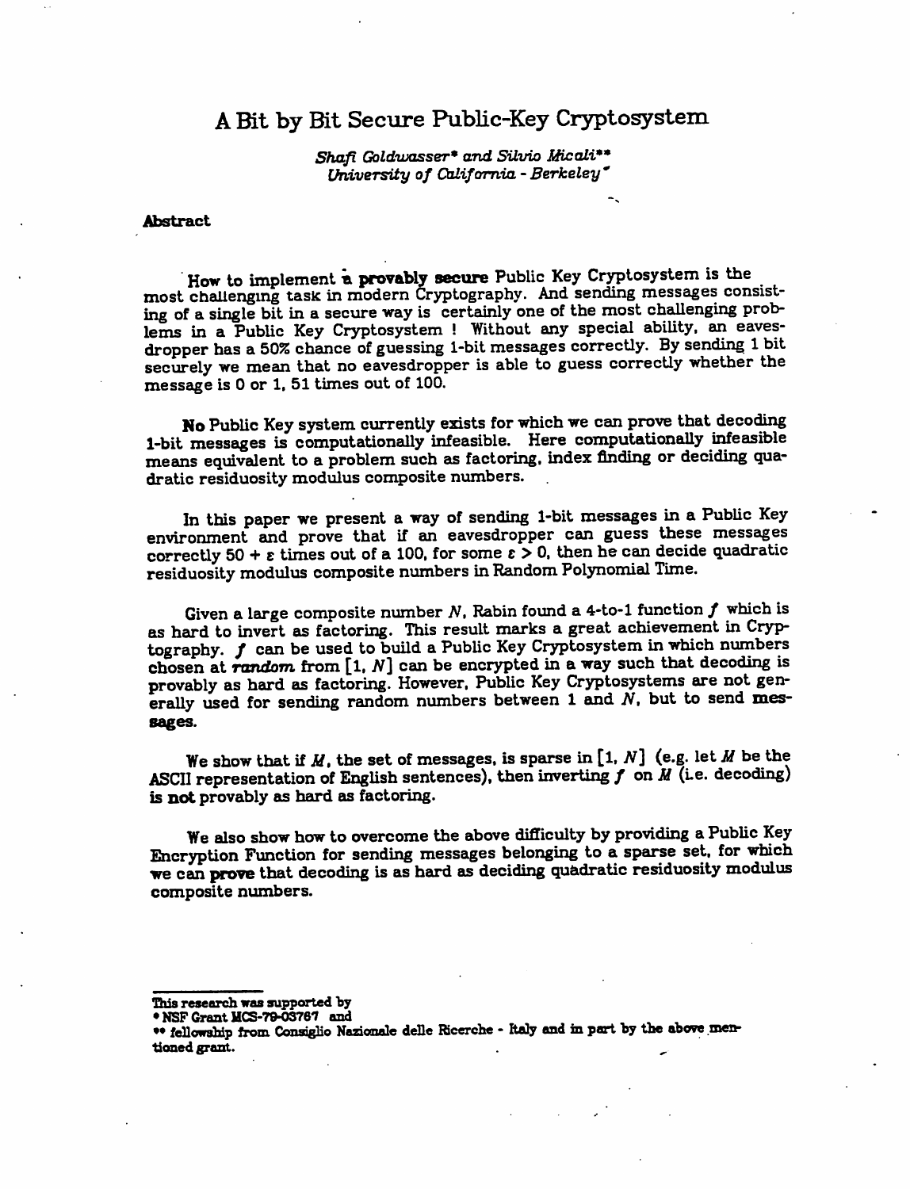# A Bit by Bit Secure Public-Key Cryptosystem

*Shafi Goldwasser\* and Silvio Micali\*\**
*University of California - Berkeley*

## Abstract

How to implement **a provably secure** Public Key Cryptosystem is the most challenging task in modern Cryptography. And sending messages consisting of a single bit in a secure way is certainly one of the most challenging problems in a Public Key Cryptosystem ! Without any special ability, an eavesdropper has a 50% chance of guessing 1-bit messages correctly. By sending 1 bit securely we mean that no eavesdropper is able to guess correctly whether the message is 0 or 1, 51 times out of 100.

**No** Public Key system currently exists for which we can prove that decoding 1-bit messages is computationally infeasible. Here computationally infeasible means equivalent to a problem such as factoring, index finding or deciding quadratic residuosity modulus composite numbers.

In this paper we present a way of sending 1-bit messages in a Public Key environment and prove that if an eavesdropper can guess these messages correctly $50 + \varepsilon$ times out of a 100, for some $\varepsilon > 0$, then he can decide quadratic residuosity modulus composite numbers in Random Polynomial Time.

Given a large composite number $N$, Rabin found a 4-to-1 function $f$ which is as hard to invert as factoring. This result marks a great achievement in Cryptography. $f$ can be used to build a Public Key Cryptosystem in which numbers chosen at *random* from $[1, N]$ can be encrypted in a way such that decoding is provably as hard as factoring. However, Public Key Cryptosystems are not generally used for sending random numbers between 1 and $N$, but to send **messages**.

We show that if $M$, the set of messages, is sparse in $[1, N]$ (e.g. let $M$ be the ASCII representation of English sentences), then inverting $f$ on $M$ (i.e. decoding) is **not** provably as hard as factoring.

We also show how to overcome the above difficulty by providing a Public Key Encryption Function for sending messages belonging to a sparse set, for which we can **prove** that decoding is as hard as deciding quadratic residuosity modulus composite numbers.

---

This research was supported by
\* NSF Grant MCS-79-03767 and
\*\* fellowship from Consiglio Nazionale delle Ricerche - Italy and in part by the above mentioned grant.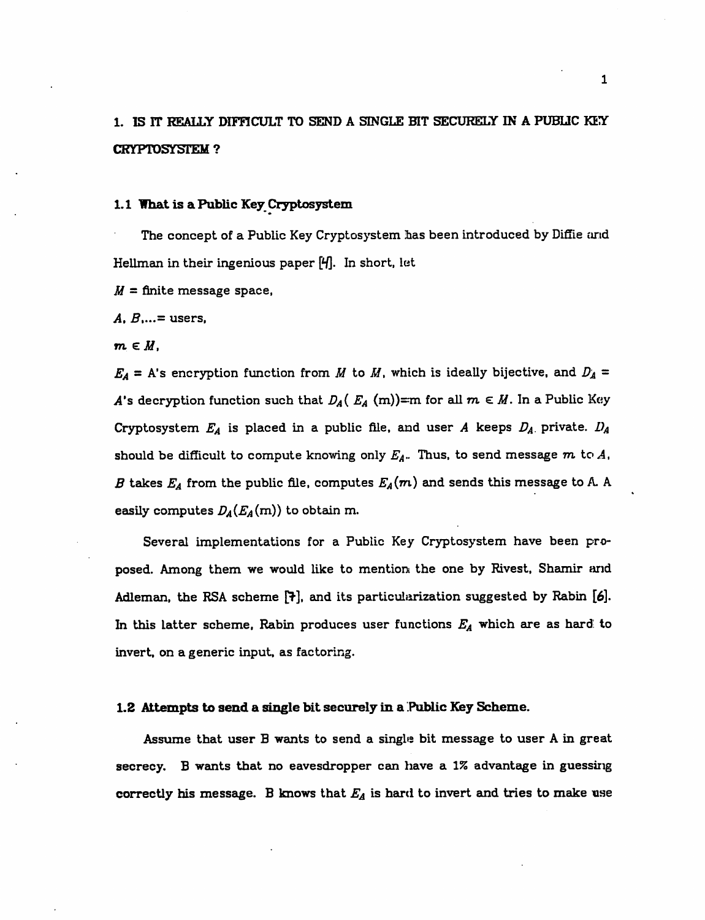# 1. IS IT REALLY DIFFICULT TO SEND A SINGLE BIT SECURELY IN A PUBLIC KEY CRYPTOSYSTEM ?

## 1.1 What is a Public Key Cryptosystem

The concept of a Public Key Cryptosystem has been introduced by Diffie and Hellman in their ingenious paper [4]. In short, let

$M$ = finite message space,

$A$, $B$,...= users,

$m \in M$,

$E_A$ = A's encryption function from $M$ to $M$, which is ideally bijective, and $D_A$ = $A$'s decryption function such that $D_A(E_A(\mathrm{m}))$=m for all $m \in M$. In a Public Key Cryptosystem $E_A$ is placed in a public file, and user $A$ keeps $D_A$ private. $D_A$ should be difficult to compute knowing only $E_A$. Thus, to send message $m$ to $A$, $B$ takes $E_A$ from the public file, computes $E_A(m)$ and sends this message to A. A easily computes $D_A(E_A(\mathrm{m}))$ to obtain m.

Several implementations for a Public Key Cryptosystem have been proposed. Among them we would like to mention the one by Rivest, Shamir and Adleman, the RSA scheme [7], and its particularization suggested by Rabin [6]. In this latter scheme, Rabin produces user functions $E_A$ which are as hard to invert, on a generic input, as factoring.

## 1.2 Attempts to send a single bit securely in a Public Key Scheme.

Assume that user B wants to send a single bit message to user A in great secrecy. B wants that no eavesdropper can have a 1% advantage in guessing correctly his message. B knows that $E_A$ is hard to invert and tries to make use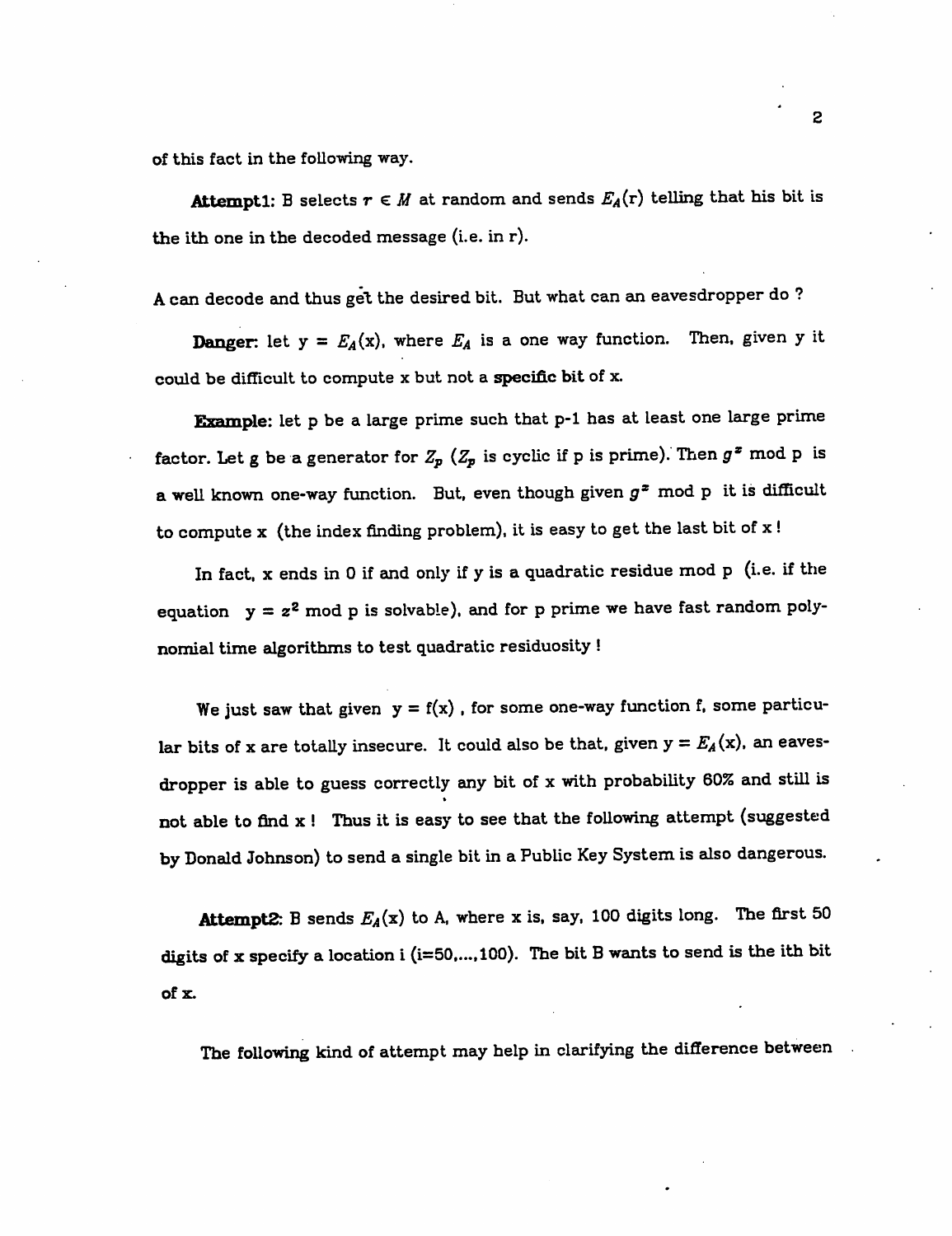of this fact in the following way.

**Attempt1:** B selects $r \in M$ at random and sends $E_A(r)$ telling that his bit is the ith one in the decoded message (i.e. in r).

A can decode and thus get the desired bit. But what can an eavesdropper do ?

**Danger:** let $y = E_A(x)$, where $E_A$ is a one way function. Then, given y it could be difficult to compute x but not a **specific bit** of x.

**Example:** let p be a large prime such that p-1 has at least one large prime factor. Let g be a generator for $Z_p$ ($Z_p$ is cyclic if p is prime). Then $g^x$ mod p is a well known one-way function. But, even though given $g^x$ mod p it is difficult to compute x (the index finding problem), it is easy to get the last bit of x !

In fact, x ends in 0 if and only if y is a quadratic residue mod p (i.e. if the equation $y = z^2$ mod p is solvable), and for p prime we have fast random polynomial time algorithms to test quadratic residuosity !

We just saw that given $y = f(x)$, for some one-way function f, some particular bits of x are totally insecure. It could also be that, given $y = E_A(x)$, an eavesdropper is able to guess correctly any bit of x with probability 60% and still is not able to find x ! Thus it is easy to see that the following attempt (suggested by Donald Johnson) to send a single bit in a Public Key System is also dangerous.

**Attempt2:** B sends $E_A(x)$ to A, where x is, say, 100 digits long. The first 50 digits of x specify a location i (i=50,...,100). The bit B wants to send is the ith bit of x.

The following kind of attempt may help in clarifying the difference between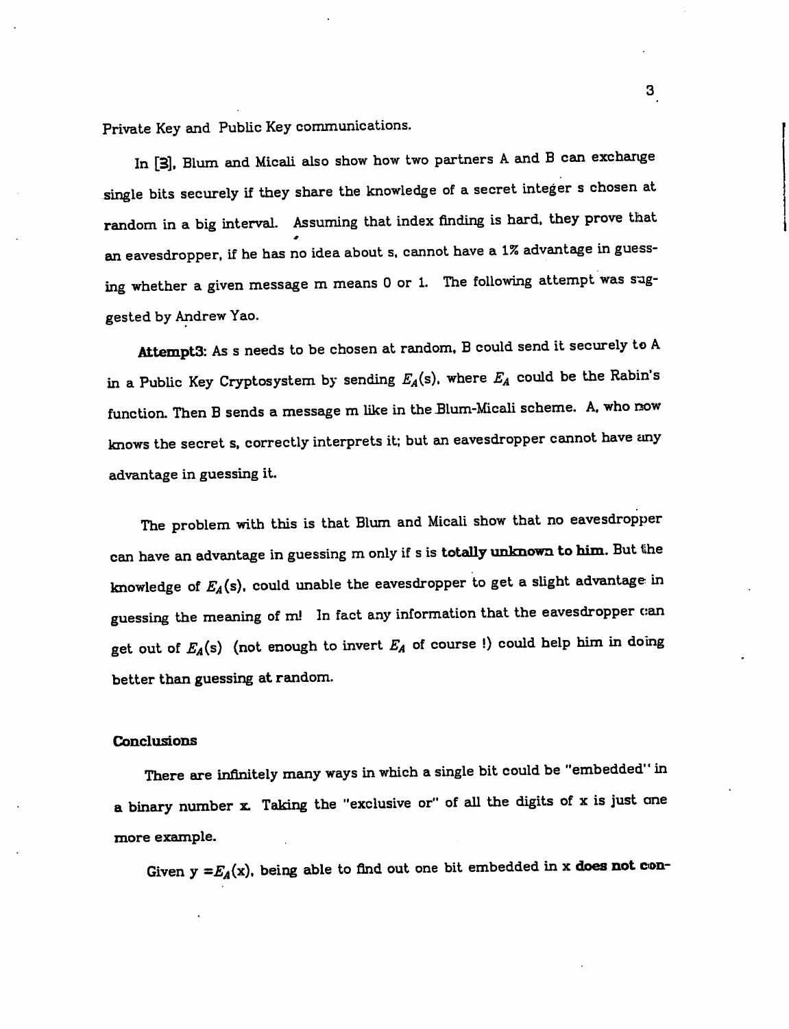Private Key and Public Key communications.

In [3], Blum and Micali also show how two partners A and B can exchange single bits securely if they share the knowledge of a secret integer s chosen at random in a big interval. Assuming that index finding is hard, they prove that an eavesdropper, if he has no idea about s, cannot have a 1% advantage in guessing whether a given message m means 0 or 1. The following attempt was suggested by Andrew Yao.

**Attempt3**: As s needs to be chosen at random, B could send it securely to A in a Public Key Cryptosystem by sending $E_A(s)$, where $E_A$ could be the Rabin's function. Then B sends a message m like in the Blum-Micali scheme. A, who now knows the secret s, correctly interprets it; but an eavesdropper cannot have any advantage in guessing it.

The problem with this is that Blum and Micali show that no eavesdropper can have an advantage in guessing m only if s is **totally unknown to him**. But the knowledge of $E_A(s)$, could unable the eavesdropper to get a slight advantage in guessing the meaning of m! In fact any information that the eavesdropper can get out of $E_A(s)$ (not enough to invert $E_A$ of course !) could help him in doing better than guessing at random.

### Conclusions

There are infinitely many ways in which a single bit could be "embedded" in a binary number x. Taking the "exclusive or" of all the digits of x is just one more example.

Given y $=E_A(x)$, being able to find out one bit embedded in x **does not con-**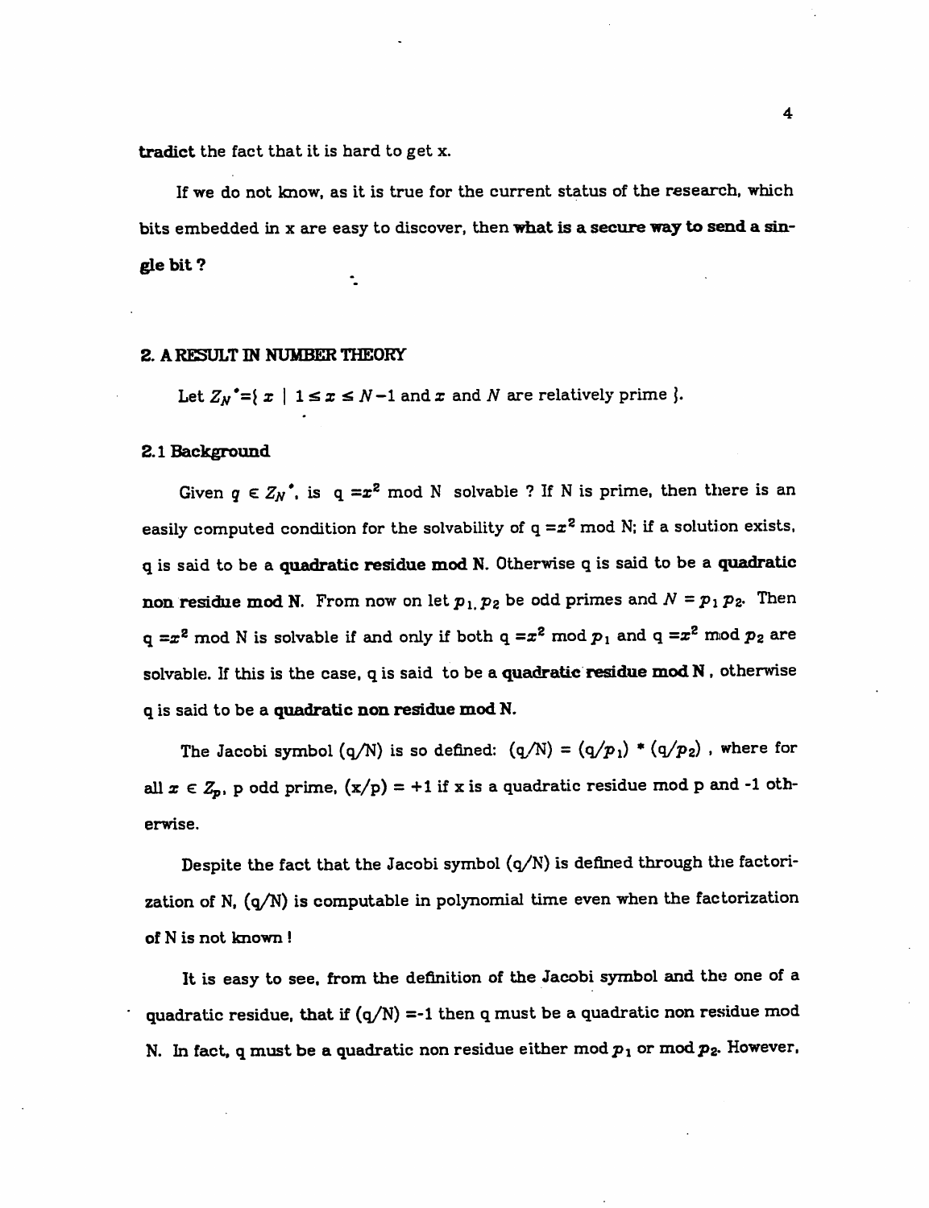**tradict** the fact that it is hard to get x.

If we do not know, as it is true for the current status of the research, which bits embedded in x are easy to discover, then **what is a secure way to send a single bit ?**

## 2. A RESULT IN NUMBER THEORY

Let $Z_N^* = \{ x \mid 1 \leq x \leq N-1 \text{ and } x \text{ and } N \text{ are relatively prime} \}$.

### 2.1 Background

Given $q \in Z_N^*$, is $q = x^2 \bmod N$ solvable ? If N is prime, then there is an easily computed condition for the solvability of $q = x^2 \bmod N$; if a solution exists, q is said to be a **quadratic residue mod N**. Otherwise q is said to be a **quadratic non residue mod N**. From now on let $p_1, p_2$ be odd primes and $N = p_1 p_2$. Then $q = x^2 \bmod N$ is solvable if and only if both $q = x^2 \bmod p_1$ and $q = x^2 \bmod p_2$ are solvable. If this is the case, q is said to be a **quadratic residue mod N**, otherwise q is said to be a **quadratic non residue mod N.**

The Jacobi symbol (q/N) is so defined: $(q/N) = (q/p_1) * (q/p_2)$, where for all $x \in Z_p$, p odd prime, (x/p) = +1 if x is a quadratic residue mod p and -1 otherwise.

Despite the fact that the Jacobi symbol (q/N) is defined through the factorization of N, (q/N) is computable in polynomial time even when the factorization of N is not known !

It is easy to see, from the definition of the Jacobi symbol and the one of a quadratic residue, that if (q/N) =-1 then q must be a quadratic non residue mod N. In fact, q must be a quadratic non residue either mod $p_1$ or mod $p_2$. However,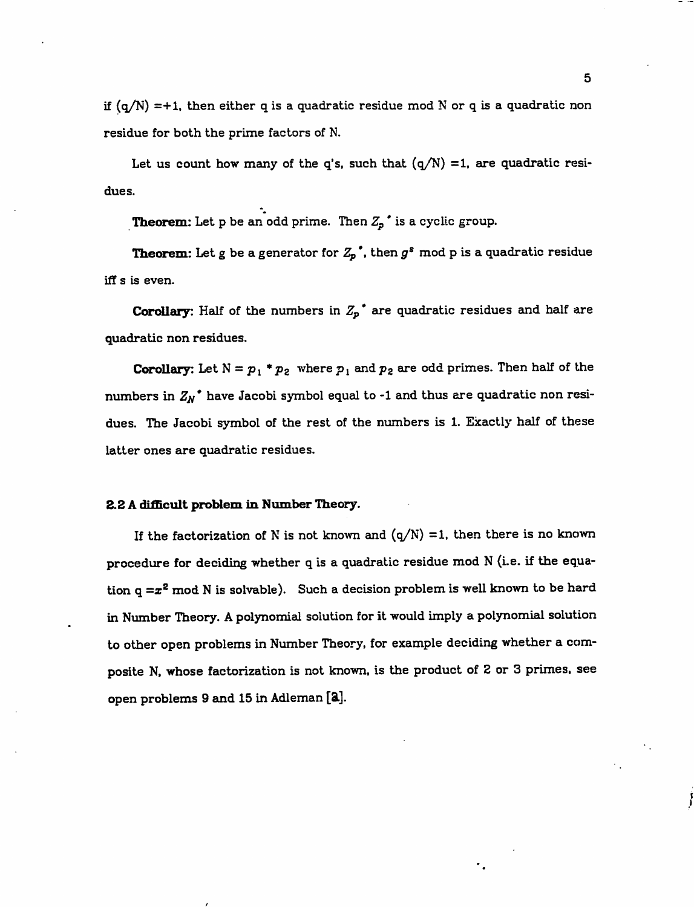if $(q/N) = +1$, then either q is a quadratic residue mod N or q is a quadratic non residue for both the prime factors of N.

Let us count how many of the q's, such that $(q/N) = 1$, are quadratic residues.

**Theorem:** Let p be an odd prime. Then $Z_p^*$ is a cyclic group.

**Theorem:** Let g be a generator for $Z_p^*$, then $g^s$ mod p is a quadratic residue iff s is even.

**Corollary:** Half of the numbers in $Z_p^*$ are quadratic residues and half are quadratic non residues.

**Corollary:** Let $N = p_1 * p_2$ where $p_1$ and $p_2$ are odd primes. Then half of the numbers in $Z_N^*$ have Jacobi symbol equal to -1 and thus are quadratic non residues. The Jacobi symbol of the rest of the numbers is 1. Exactly half of these latter ones are quadratic residues.

### 2.2 A difficult problem in Number Theory.

If the factorization of N is not known and $(q/N) = 1$, then there is no known procedure for deciding whether q is a quadratic residue mod N (i.e. if the equation $q = x^2$ mod N is solvable). Such a decision problem is well known to be hard in Number Theory. A polynomial solution for it would imply a polynomial solution to other open problems in Number Theory, for example deciding whether a composite N, whose factorization is not known, is the product of 2 or 3 primes, see open problems 9 and 15 in Adleman [2].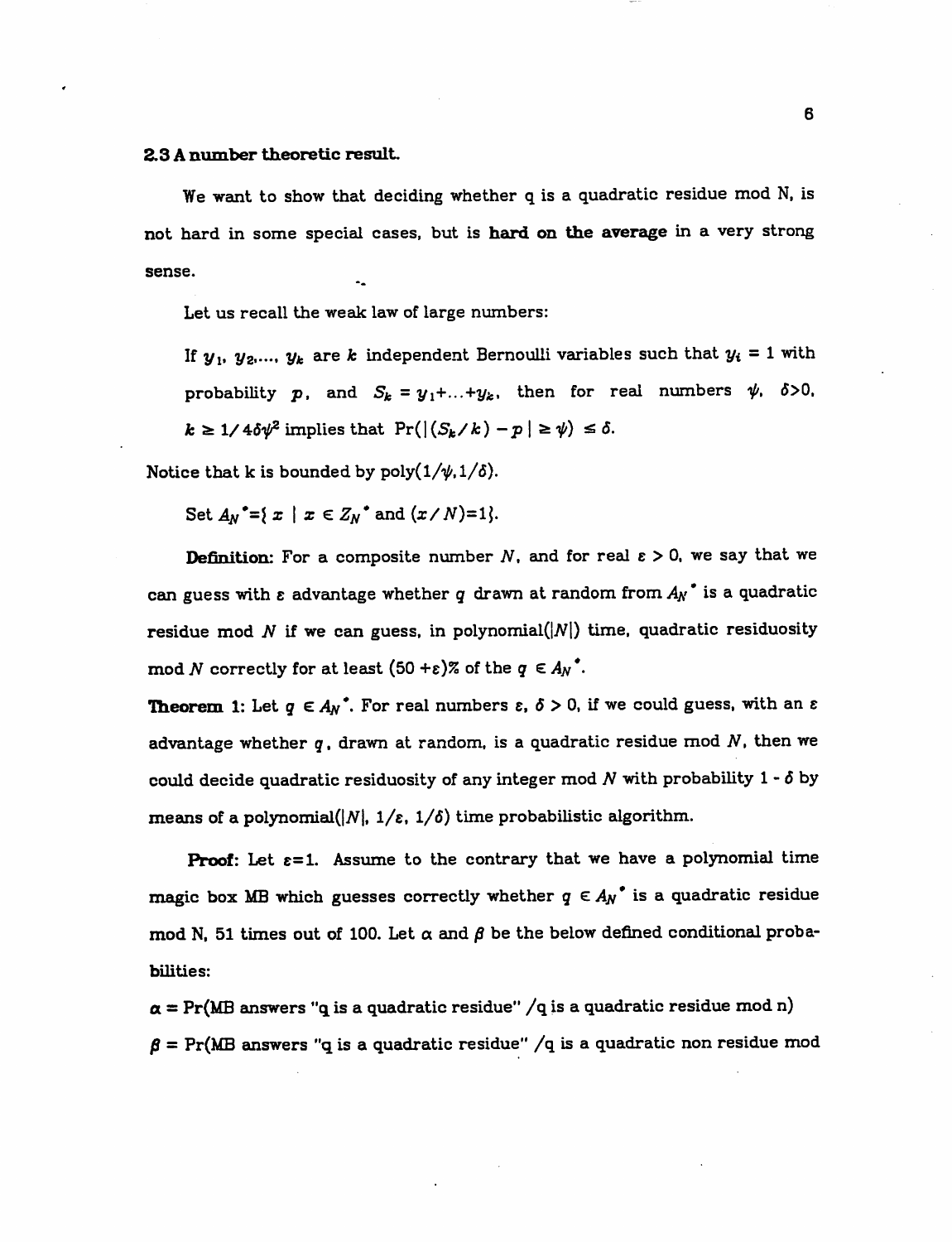### 2.3 A number theoretic result.

We want to show that deciding whether q is a quadratic residue mod N, is not hard in some special cases, but is **hard on the average** in a very strong sense.

Let us recall the weak law of large numbers:

If $y_1, y_2, \ldots, y_k$ are $k$ independent Bernoulli variables such that $y_i = 1$ with probability $p$, and $S_k = y_1 + \ldots + y_k$, then for real numbers $\psi$, $\delta > 0$, $k \geq 1/4\delta\psi^2$ implies that $\Pr(|(S_k/k) - p| \geq \psi) \leq \delta$.

Notice that k is bounded by $\text{poly}(1/\psi, 1/\delta)$.

Set $A_N^* = \{ x \mid x \in Z_N^* \text{ and } (x/N) = 1 \}$.

**Definition:** For a composite number $N$, and for real $\varepsilon > 0$, we say that we can guess with $\varepsilon$ advantage whether $q$ drawn at random from $A_N^*$ is a quadratic residue mod $N$ if we can guess, in polynomial($|N|$) time, quadratic residuosity mod $N$ correctly for at least $(50 + \varepsilon)\%$ of the $q \in A_N^*$.

**Theorem 1:** Let $q \in A_N^*$. For real numbers $\varepsilon$, $\delta > 0$, if we could guess, with an $\varepsilon$ advantage whether $q$, drawn at random, is a quadratic residue mod $N$, then we could decide quadratic residuosity of any integer mod $N$ with probability $1 - \delta$ by means of a polynomial($|N|$, $1/\varepsilon$, $1/\delta$) time probabilistic algorithm.

**Proof:** Let $\varepsilon = 1$. Assume to the contrary that we have a polynomial time magic box MB which guesses correctly whether $q \in A_N^*$ is a quadratic residue mod N, 51 times out of 100. Let $\alpha$ and $\beta$ be the below defined conditional probabilities:

$\alpha$ = Pr(MB answers "q is a quadratic residue" /q is a quadratic residue mod n)

$\beta$ = Pr(MB answers "q is a quadratic residue" /q is a quadratic non residue mod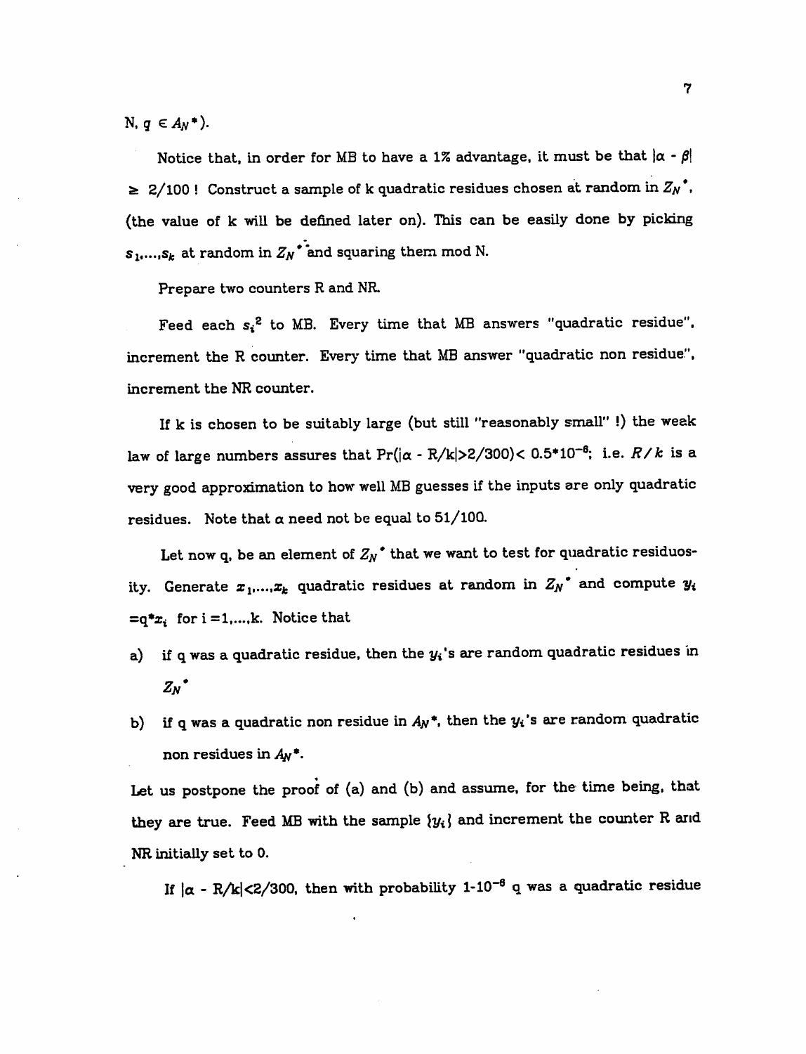N, $q \in A_N^*$).

Notice that, in order for MB to have a 1% advantage, it must be that $|\alpha - \beta| \geq 2/100$ ! Construct a sample of k quadratic residues chosen at random in $Z_N^*$, (the value of k will be defined later on). This can be easily done by picking $s_1,\ldots,s_k$ at random in $Z_N^*$ and squaring them mod N.

Prepare two counters R and NR.

Feed each $s_i^2$ to MB. Every time that MB answers "quadratic residue", increment the R counter. Every time that MB answer "quadratic non residue", increment the NR counter.

If k is chosen to be suitably large (but still "reasonably small" !) the weak law of large numbers assures that $\Pr(|\alpha - R/k| > 2/300) < 0.5 * 10^{-6}$; i.e. $R/k$ is a very good approximation to how well MB guesses if the inputs are only quadratic residues. Note that $\alpha$ need not be equal to 51/100.

Let now q, be an element of $Z_N^*$ that we want to test for quadratic residuosity. Generate $x_1,\ldots,x_k$ quadratic residues at random in $Z_N^*$ and compute $y_i = q * x_i$ for i =1,...,k. Notice that

a) if q was a quadratic residue, then the $y_i$'s are random quadratic residues in $Z_N^*$

b) if q was a quadratic non residue in $A_N^*$, then the $y_i$'s are random quadratic non residues in $A_N^*$.

Let us postpone the proof of (a) and (b) and assume, for the time being, that they are true. Feed MB with the sample $\{y_i\}$ and increment the counter R and NR initially set to 0.

If $|\alpha - R/k| < 2/300$, then with probability $1 - 10^{-6}$ q was a quadratic residue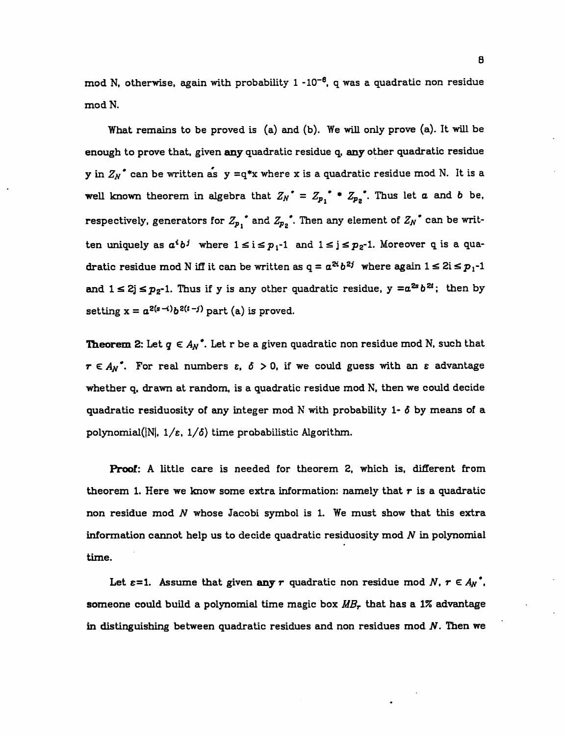mod N, otherwise, again with probability $1 - 10^{-6}$, q was a quadratic non residue mod N.

What remains to be proved is (a) and (b). We will only prove (a). It will be enough to prove that, given **any** quadratic residue q, **any** other quadratic residue y in $Z_N^*$ can be written as $y = q^*x$ where x is a quadratic residue mod N. It is a well known theorem in algebra that $Z_N^* = Z_{p_1}^* * Z_{p_2}^*$. Thus let $a$ and $b$ be, respectively, generators for $Z_{p_1}^*$ and $Z_{p_2}^*$. Then any element of $Z_N^*$ can be written uniquely as $a^i b^j$ where $1 \le i \le p_1 - 1$ and $1 \le j \le p_2 - 1$. Moreover q is a quadratic residue mod N iff it can be written as $q = a^{2i} b^{2j}$ where again $1 \le 2i \le p_1 - 1$ and $1 \le 2j \le p_2 - 1$. Thus if y is any other quadratic residue, $y = a^{2s} b^{2t}$; then by setting $x = a^{2(s-i)} b^{2(t-j)}$ part (a) is proved.

**Theorem 2**: Let $q \in A_N^*$. Let r be a given quadratic non residue mod N, such that $r \in A_N^*$. For real numbers $\varepsilon$, $\delta > 0$, if we could guess with an $\varepsilon$ advantage whether q, drawn at random, is a quadratic residue mod N, then we could decide quadratic residuosity of any integer mod N with probability $1 - \delta$ by means of a polynomial($|N|$, $1/\varepsilon$, $1/\delta$) time probabilistic Algorithm.

**Proof**: A little care is needed for theorem 2, which is, different from theorem 1. Here we know some extra information: namely that $r$ is a quadratic non residue mod $N$ whose Jacobi symbol is 1. We must show that this extra information cannot help us to decide quadratic residuosity mod $N$ in polynomial time.

Let $\varepsilon$=1. Assume that given **any** $r$ quadratic non residue mod $N$, $r \in A_N^*$, someone could build a polynomial time magic box $MB_r$ that has a 1% advantage in distinguishing between quadratic residues and non residues mod $N$. Then we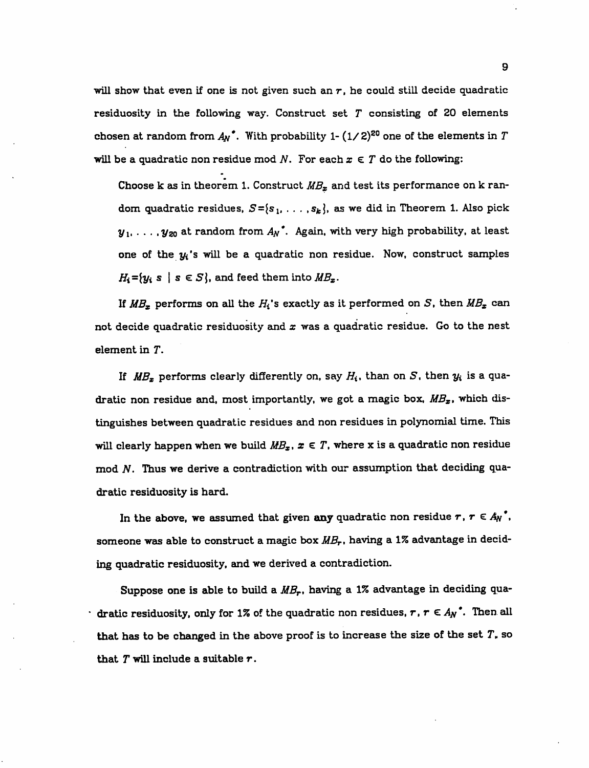will show that even if one is not given such an $r$, he could still decide quadratic residuosity in the following way. Construct set $T$ consisting of 20 elements chosen at random from $A_N^*$. With probability 1- $(1/2)^{20}$ one of the elements in $T$ will be a quadratic non residue mod $N$. For each $x \in T$ do the following:

> Choose k as in theorem 1. Construct $MB_x$ and test its performance on k random quadratic residues, $S=\{s_1, \ldots, s_k\}$, as we did in Theorem 1. Also pick $y_1, \ldots, y_{20}$ at random from $A_N^*$. Again, with very high probability, at least one of the $y_i$'s will be a quadratic non residue. Now, construct samples $H_i=\{y_i\ s \mid s \in S\}$, and feed them into $MB_x$.

If $MB_x$ performs on all the $H_i$'s exactly as it performed on $S$, then $MB_x$ can not decide quadratic residuosity and $x$ was a quadratic residue. Go to the nest element in $T$.

If $MB_x$ performs clearly differently on, say $H_i$, than on $S$, then $y_i$ is a quadratic non residue and, most importantly, we got a magic box, $MB_x$, which distinguishes between quadratic residues and non residues in polynomial time. This will clearly happen when we build $MB_x$, $x \in T$, where x is a quadratic non residue mod $N$. Thus we derive a contradiction with our assumption that deciding quadratic residuosity is hard.

In the above, we assumed that given **any** quadratic non residue $r$, $r \in A_N^*$, someone was able to construct a magic box $MB_r$, having a 1% advantage in deciding quadratic residuosity, and we derived a contradiction.

Suppose one is able to build a $MB_r$, having a 1% advantage in deciding quadratic residuosity, only for 1% of the quadratic non residues, $r$, $r \in A_N^*$. Then all that has to be changed in the above proof is to increase the size of the set $T$, so that $T$ will include a suitable $r$.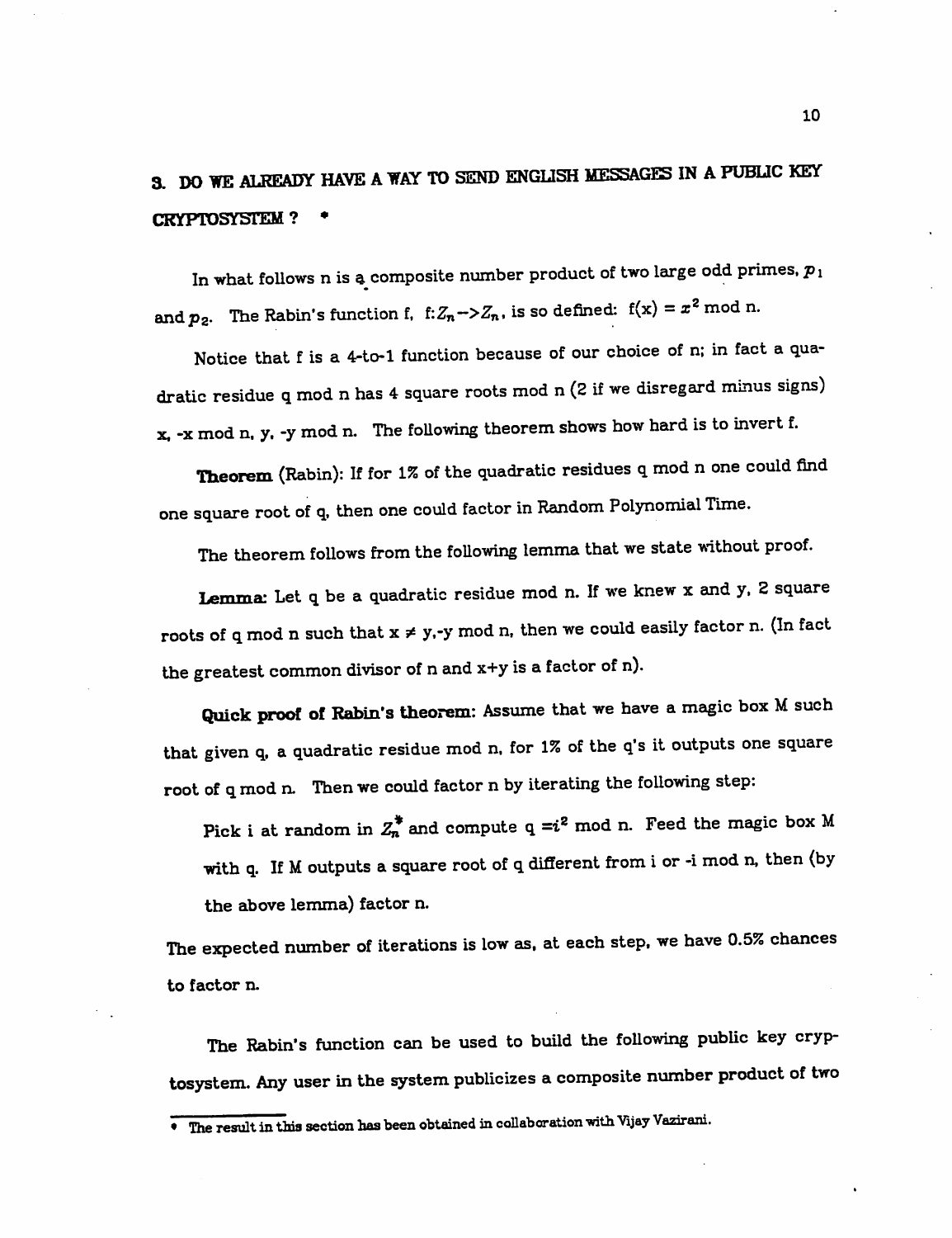## 3. DO WE ALREADY HAVE A WAY TO SEND ENGLISH MESSAGES IN A PUBLIC KEY CRYPTOSYSTEM ? *

In what follows n is a composite number product of two large odd primes, $p_1$ and $p_2$. The Rabin's function f, $f: Z_n \rightarrow Z_n$, is so defined: $f(x) = x^2 \bmod n$.

Notice that f is a 4-to-1 function because of our choice of n; in fact a quadratic residue q mod n has 4 square roots mod n (2 if we disregard minus signs) x, -x mod n, y, -y mod n. The following theorem shows how hard is to invert f.

**Theorem** (Rabin): If for 1% of the quadratic residues q mod n one could find one square root of q, then one could factor in Random Polynomial Time.

The theorem follows from the following lemma that we state without proof.

**Lemma**: Let q be a quadratic residue mod n. If we knew x and y, 2 square roots of q mod n such that $x \neq y, -y \bmod n$, then we could easily factor n. (In fact the greatest common divisor of n and x+y is a factor of n).

**Quick proof of Rabin's theorem**: Assume that we have a magic box M such that given q, a quadratic residue mod n, for 1% of the q's it outputs one square root of q mod n. Then we could factor n by iterating the following step:

> Pick i at random in $Z_n^*$ and compute $q = i^2 \bmod n$. Feed the magic box M with q. If M outputs a square root of q different from i or -i mod n, then (by the above lemma) factor n.

The expected number of iterations is low as, at each step, we have 0.5% chances to factor n.

The Rabin's function can be used to build the following public key cryptosystem. Any user in the system publicizes a composite number product of two

* The result in this section has been obtained in collaboration with Vijay Vazirani.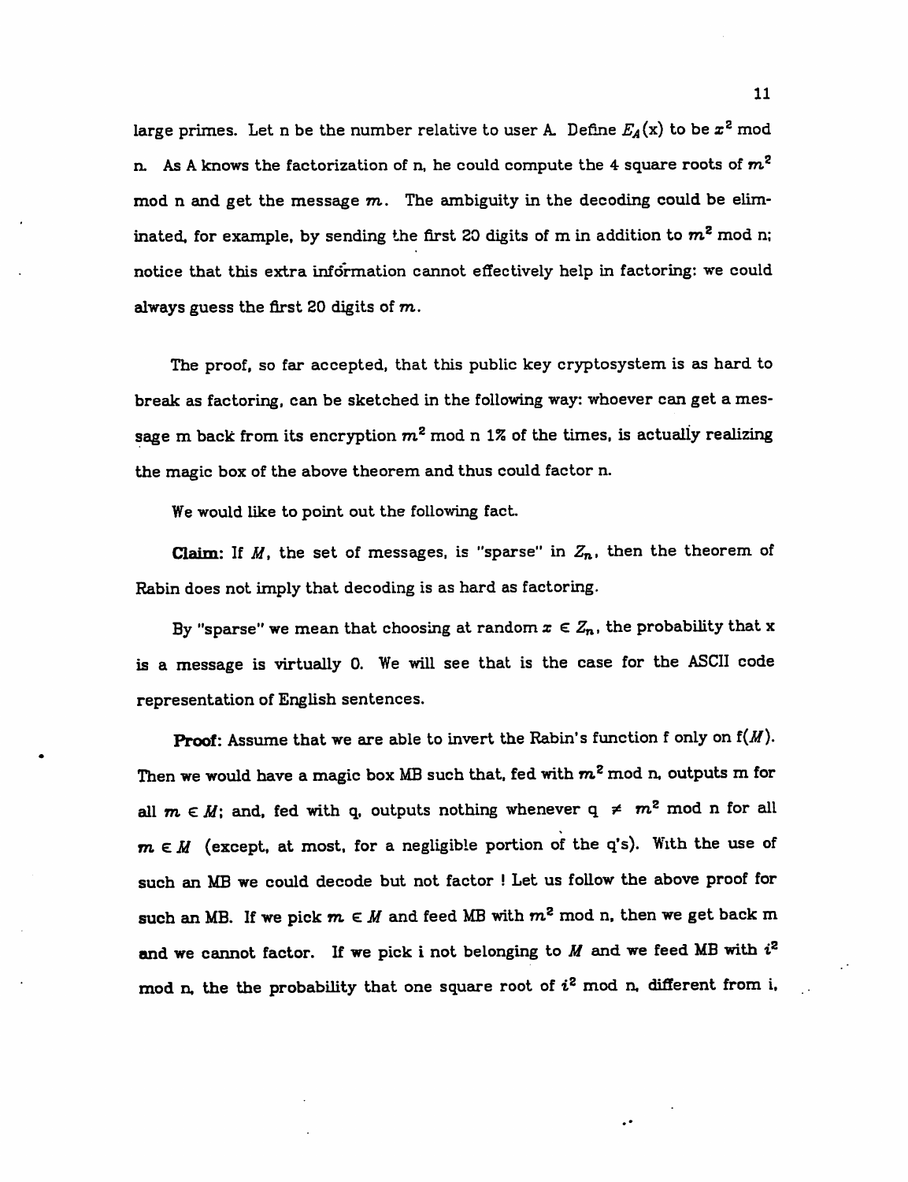large primes. Let n be the number relative to user A. Define $E_A(x)$ to be $x^2$ mod n. As A knows the factorization of n, he could compute the 4 square roots of $m^2$ mod n and get the message $m$. The ambiguity in the decoding could be eliminated, for example, by sending the first 20 digits of m in addition to $m^2$ mod n; notice that this extra information cannot effectively help in factoring: we could always guess the first 20 digits of $m$.

The proof, so far accepted, that this public key cryptosystem is as hard to break as factoring, can be sketched in the following way: whoever can get a message m back from its encryption $m^2$ mod n 1% of the times, is actually realizing the magic box of the above theorem and thus could factor n.

We would like to point out the following fact.

**Claim:** If $M$, the set of messages, is "sparse" in $Z_n$, then the theorem of Rabin does not imply that decoding is as hard as factoring.

By "sparse" we mean that choosing at random $x \in Z_n$, the probability that x is a message is virtually 0. We will see that is the case for the ASCII code representation of English sentences.

**Proof:** Assume that we are able to invert the Rabin's function f only on f($M$). Then we would have a magic box MB such that, fed with $m^2$ mod n, outputs m for all $m \in M$; and, fed with q, outputs nothing whenever q $\neq$ $m^2$ mod n for all $m \in M$ (except, at most, for a negligible portion of the q's). With the use of such an MB we could decode but not factor ! Let us follow the above proof for such an MB. If we pick $m \in M$ and feed MB with $m^2$ mod n, then we get back m and we cannot factor. If we pick i not belonging to $M$ and we feed MB with $i^2$ mod n, the the probability that one square root of $i^2$ mod n, different from i,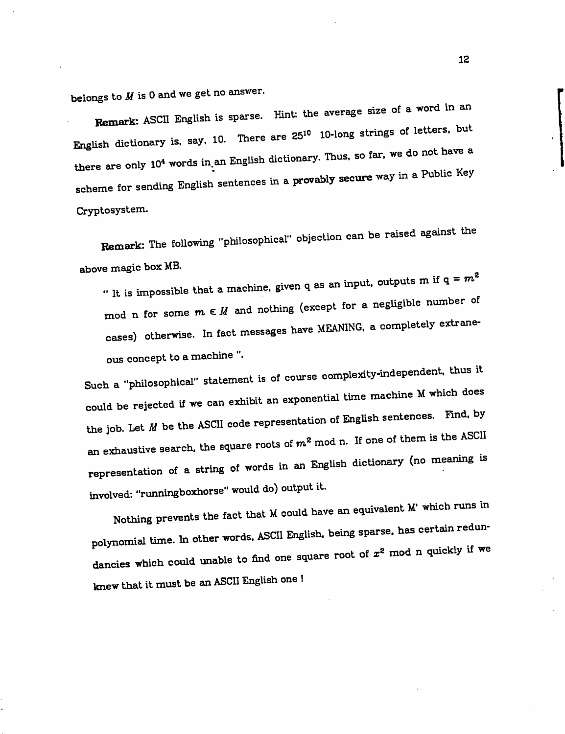belongs to $M$ is 0 and we get no answer.

**Remark:** ASCII English is sparse. Hint: the average size of a word in an English dictionary is, say, 10. There are $25^{10}$ 10-long strings of letters, but there are only $10^4$ words in an English dictionary. Thus, so far, we do not have a scheme for sending English sentences in a **provably secure** way in a Public Key Cryptosystem.

**Remark:** The following "philosophical" objection can be raised against the above magic box MB.

> " It is impossible that a machine, given q as an input, outputs m if $q = m^2$ mod n for some $m \in M$ and nothing (except for a negligible number of cases) otherwise. In fact messages have MEANING, a completely extraneous concept to a machine ".

Such a "philosophical" statement is of course complexity-independent, thus it could be rejected if we can exhibit an exponential time machine M which does the job. Let $M$ be the ASCII code representation of English sentences. Find, by an exhaustive search, the square roots of $m^2$ mod n. If one of them is the ASCII representation of a string of words in an English dictionary (no meaning is involved: "runningboxhorse" would do) output it.

Nothing prevents the fact that M could have an equivalent M' which runs in polynomial time. In other words, ASCII English, being sparse, has certain redundancies which could unable to find one square root of $x^2$ mod n quickly if we knew that it must be an ASCII English one !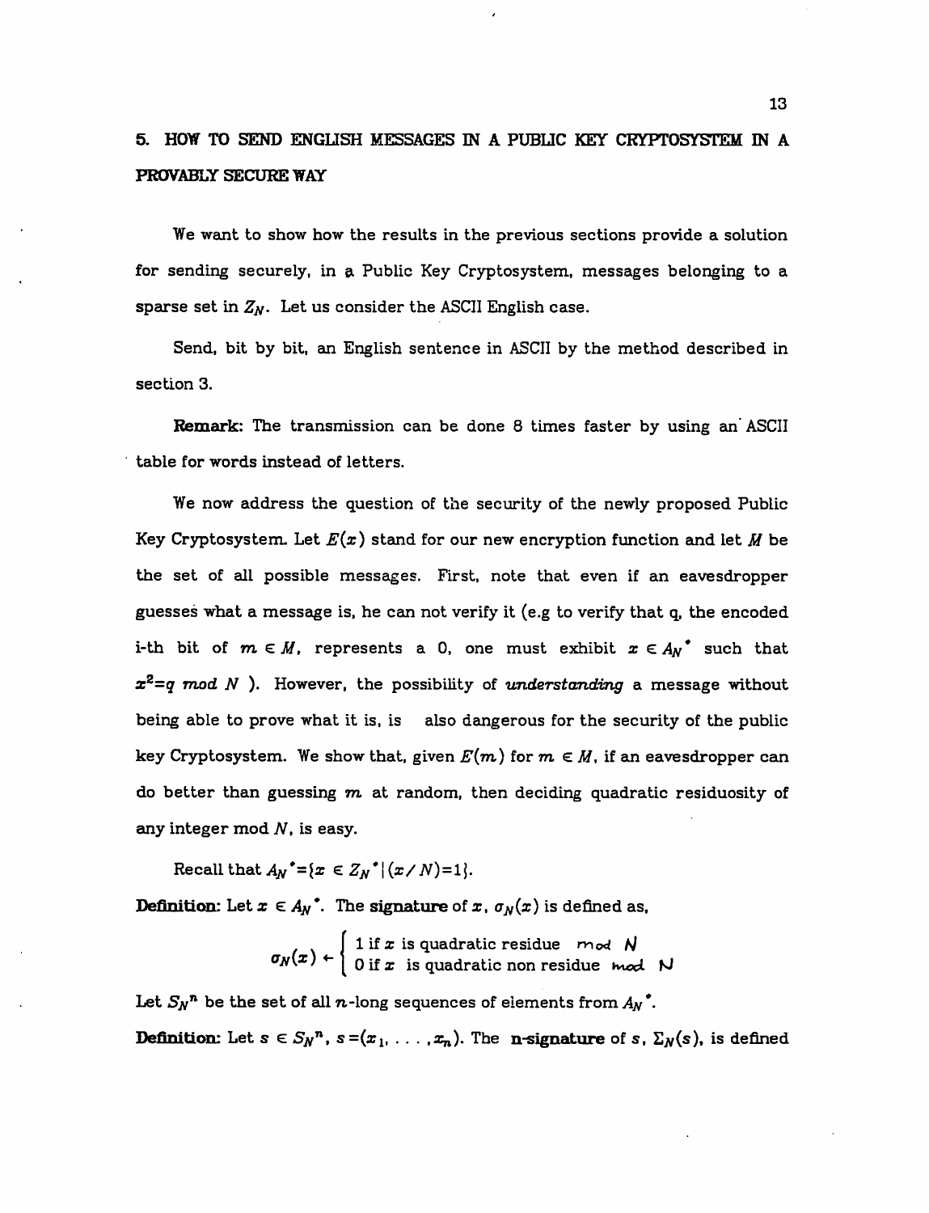## 5. HOW TO SEND ENGLISH MESSAGES IN A PUBLIC KEY CRYPTOSYSTEM IN A PROVABLY SECURE WAY

We want to show how the results in the previous sections provide a solution for sending securely, in a Public Key Cryptosystem, messages belonging to a sparse set in $Z_N$. Let us consider the ASCII English case.

Send, bit by bit, an English sentence in ASCII by the method described in section 3.

**Remark:** The transmission can be done 8 times faster by using an ASCII table for words instead of letters.

We now address the question of the security of the newly proposed Public Key Cryptosystem. Let $E(x)$ stand for our new encryption function and let $M$ be the set of all possible messages. First, note that even if an eavesdropper guesses what a message is, he can not verify it (e.g to verify that q, the encoded i-th bit of $m \in M$, represents a 0, one must exhibit $x \in A_N^*$ such that $x^2 = q \bmod N$ ). However, the possibility of *understanding* a message without being able to prove what it is, is also dangerous for the security of the public key Cryptosystem. We show that, given $E(m)$ for $m \in M$, if an eavesdropper can do better than guessing $m$ at random, then deciding quadratic residuosity of any integer mod $N$, is easy.

Recall that $A_N^* = \{x \in Z_N^* \mid (x / N) = 1\}$.

**Definition:** Let $x \in A_N^*$. The **signature** of $x$, $\sigma_N(x)$ is defined as,

$$\sigma_N(x) \leftarrow \begin{cases} 1 \text{ if } x \text{ is quadratic residue } \bmod N \\ 0 \text{ if } x \text{ is quadratic non residue } \bmod N \end{cases}$$

Let $S_N^n$ be the set of all $n$-long sequences of elements from $A_N^*$.

**Definition:** Let $s \in S_N^n$, $s = (x_1, \ldots, x_n)$. The **n-signature** of $s$, $\Sigma_N(s)$, is defined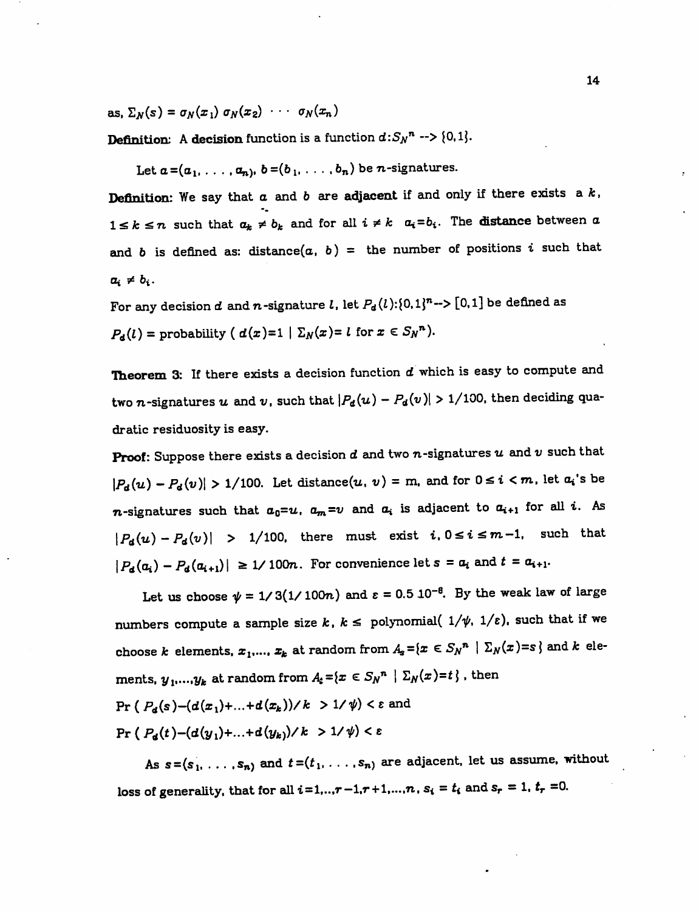as, $\Sigma_N(s) = \sigma_N(x_1)\ \sigma_N(x_2)\ \cdots\ \sigma_N(x_n)$

**Definition**: A **decision** function is a function $d: S_N{}^n \dashrightarrow \{0,1\}$.

Let $a = (a_1, \ldots, a_n)$, $b = (b_1, \ldots, b_n)$ be $n$-signatures.

**Definition**: We say that $a$ and $b$ are **adjacent** if and only if there exists a $k$, $1 \le k \le n$ such that $a_k \ne b_k$ and for all $i \ne k$ $a_i = b_i$. The **distance** between $a$ and $b$ is defined as: distance($a$, $b$) = the number of positions $i$ such that $a_i \ne b_i$.

For any decision $d$ and $n$-signature $l$, let $P_d(l): \{0,1\}^n \dashrightarrow [0,1]$ be defined as

$P_d(l)$ = probability ( $d(x) = 1 \mid \Sigma_N(x) = l$ for $x \in S_N{}^n$).

**Theorem 3**: If there exists a decision function $d$ which is easy to compute and two $n$-signatures $u$ and $v$, such that $|P_d(u) - P_d(v)| > 1/100$, then deciding quadratic residuosity is easy.

**Proof**: Suppose there exists a decision $d$ and two $n$-signatures $u$ and $v$ such that $|P_d(u) - P_d(v)| > 1/100$. Let distance($u$, $v$) = m, and for $0 \le i < m$, let $a_i$'s be $n$-signatures such that $a_0 = u$, $a_m = v$ and $a_i$ is adjacent to $a_{i+1}$ for all $i$. As $|P_d(u) - P_d(v)| > 1/100$, there must exist $i, 0 \le i \le m-1$, such that $|P_d(a_i) - P_d(a_{i+1})| \ge 1/100n$. For convenience let $s = a_i$ and $t = a_{i+1}$.

Let us choose $\psi = 1/3(1/100n)$ and $\varepsilon = 0.5\ 10^{-6}$. By the weak law of large numbers compute a sample size $k$, $k \le$ polynomial( $1/\psi$, $1/\varepsilon$), such that if we choose $k$ elements, $x_1, \ldots, x_k$ at random from $A_s = \{x \in S_N{}^n \mid \Sigma_N(x) = s\}$ and $k$ elements, $y_1, \ldots, y_k$ at random from $A_t = \{x \in S_N{}^n \mid \Sigma_N(x) = t\}$, then

$\Pr(\ P_d(s) - (d(x_1) + \ldots + d(x_k))/k\ > 1/\psi) < \varepsilon$ and

$\Pr(\ P_d(t) - (d(y_1) + \ldots + d(y_k))/k\ > 1/\psi) < \varepsilon$

As $s = (s_1, \ldots, s_n)$ and $t = (t_1, \ldots, s_n)$ are adjacent, let us assume, without loss of generality, that for all $i = 1, \ldots, r-1, r+1, \ldots, n$, $s_i = t_i$ and $s_r = 1$, $t_r = 0$.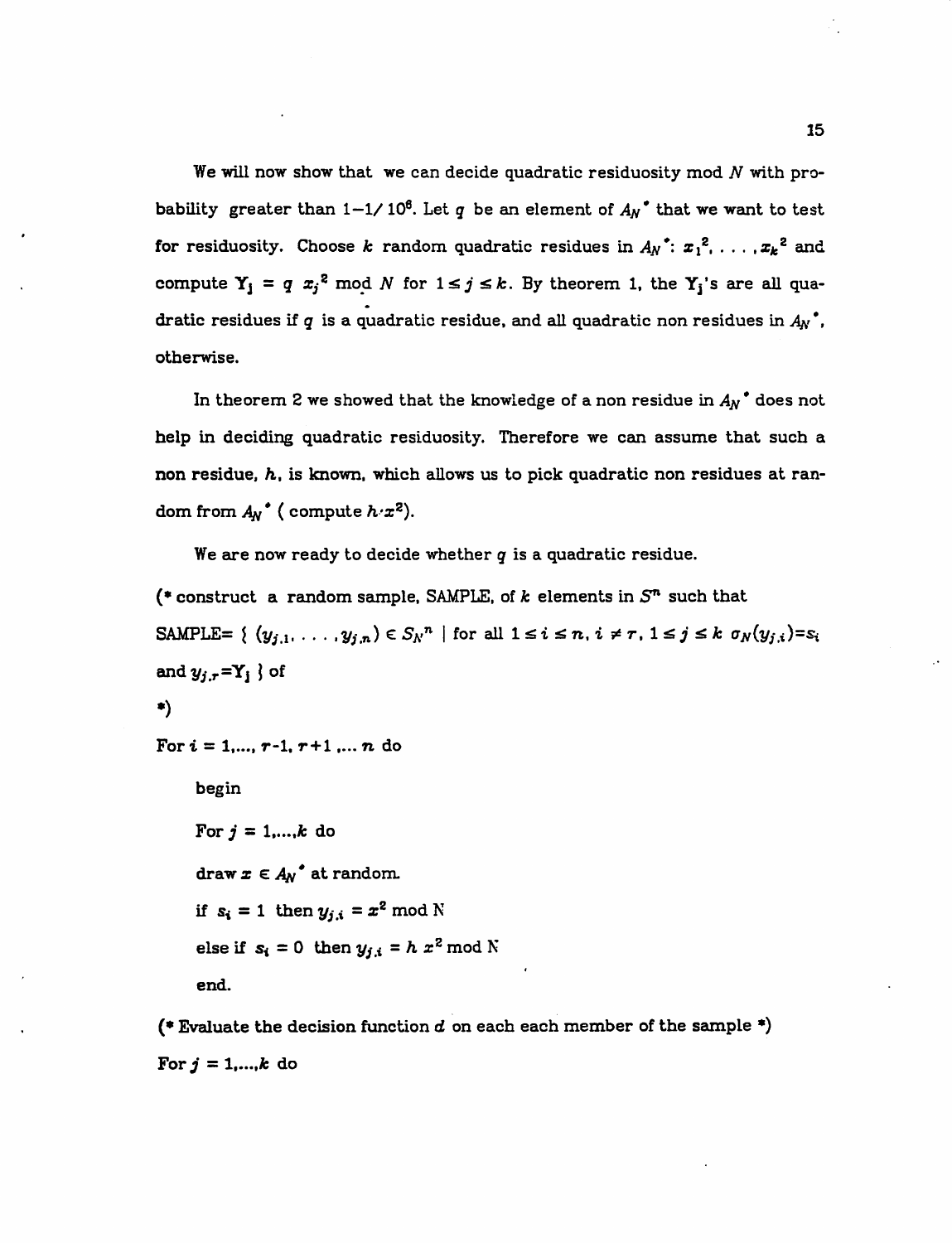We will now show that we can decide quadratic residuosity mod $N$ with probability greater than $1-1/10^6$. Let $q$ be an element of $A_N^*$ that we want to test for residuosity. Choose $k$ random quadratic residues in $A_N^*$: $x_1^2, \ldots, x_k^2$ and compute $Y_j = q\ x_j^2 \bmod N$ for $1 \le j \le k$. By theorem 1, the $Y_j$'s are all quadratic residues if $q$ is a quadratic residue, and all quadratic non residues in $A_N^*$, otherwise.

In theorem 2 we showed that the knowledge of a non residue in $A_N^*$ does not help in deciding quadratic residuosity. Therefore we can assume that such a non residue, $h$, is known, which allows us to pick quadratic non residues at random from $A_N^*$ ( compute $h \cdot x^2$).

We are now ready to decide whether $q$ is a quadratic residue.

(* construct a random sample, SAMPLE, of $k$ elements in $S^n$ such that
SAMPLE= $\{ (y_{j,1}, \ldots, y_{j,n}) \in S_N^n \mid$ for all $1 \le i \le n$, $i \ne r$, $1 \le j \le k$ $\sigma_N(y_{j,i}) = s_i$ and $y_{j,r} = Y_j \}$ of
*)

For $i = 1, \ldots, r\text{-}1, r+1, \ldots n$ do

begin

For $j = 1, \ldots, k$ do

draw $x \in A_N^*$ at random.

if $s_i = 1$ then $y_{j,i} = x^2 \bmod N$

else if $s_i = 0$ then $y_{j,i} = h\ x^2 \bmod N$

end.

(* Evaluate the decision function $d$ on each each member of the sample *)

For $j = 1, \ldots, k$ do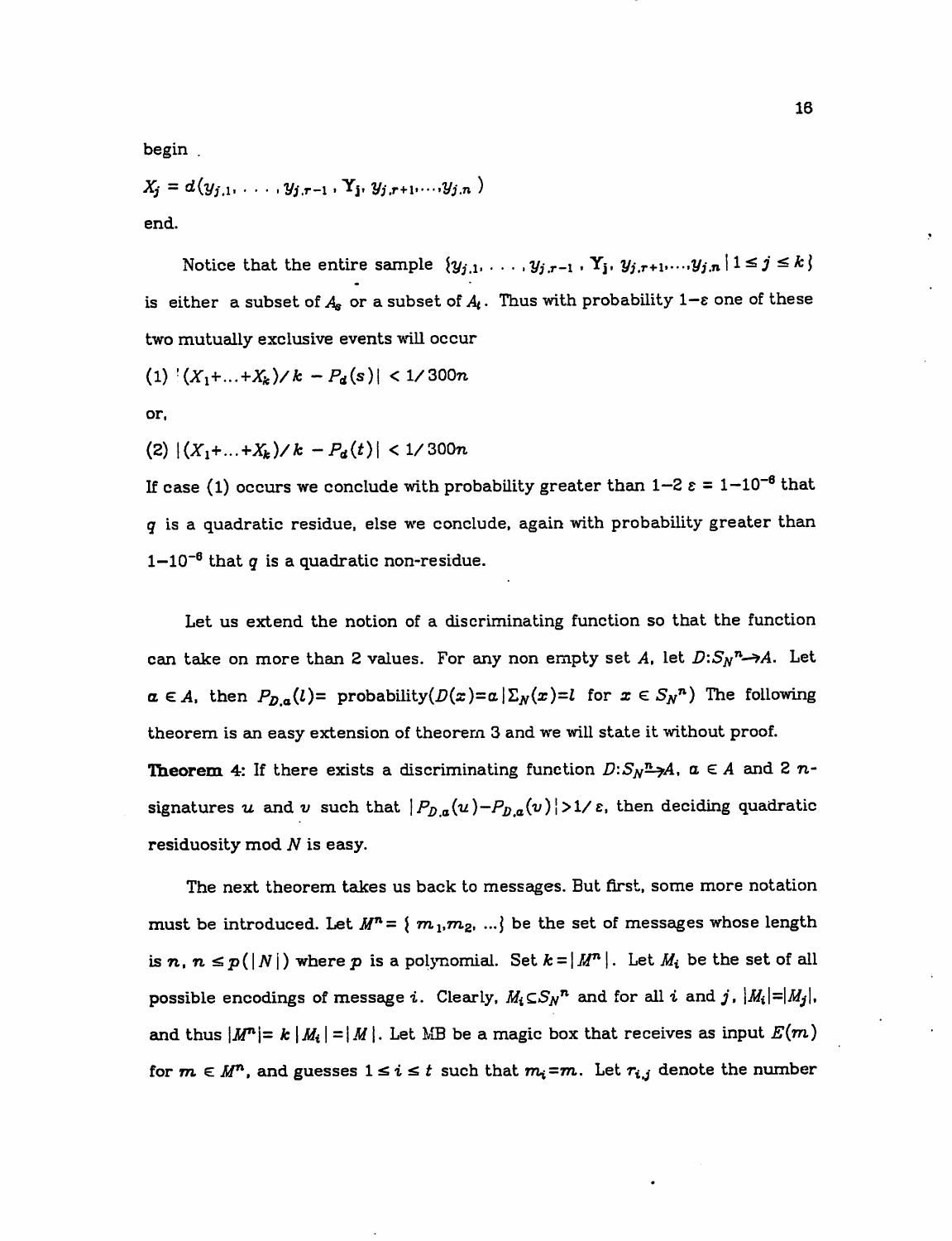begin .

$X_j = d(y_{j,1}, \ldots, y_{j,r-1}, \mathbf{Y_j}, y_{j,r+1}, \ldots, y_{j,n})$

end.

Notice that the entire sample $\{y_{j,1}, \ldots, y_{j,r-1}, \mathbf{Y_j}, y_{j,r+1}, \ldots, y_{j,n} \mid 1 \le j \le k\}$ is either a subset of $A_s$ or a subset of $A_t$. Thus with probability $1-\varepsilon$ one of these two mutually exclusive events will occur

(1) $|(X_1+\ldots+X_k)/k - P_d(s)| < 1/300n$

or,

(2) $|(X_1+\ldots+X_k)/k - P_d(t)| < 1/300n$

If case (1) occurs we conclude with probability greater than $1-2\,\varepsilon = 1-10^{-6}$ that $q$ is a quadratic residue, else we conclude, again with probability greater than $1-10^{-6}$ that $q$ is a quadratic non-residue.

Let us extend the notion of a discriminating function so that the function can take on more than 2 values. For any non empty set $A$, let $D: S_N{}^n \to A$. Let $a \in A$, then $P_{D,a}(l) =$ probability$(D(x)=a \mid \Sigma_N(x)=l$ for $x \in S_N{}^n)$ The following theorem is an easy extension of theorem 3 and we will state it without proof.

**Theorem 4:** If there exists a discriminating function $D: S_N{}^n \to A$, $a \in A$ and 2 $n$-signatures $u$ and $v$ such that $|P_{D,a}(u) - P_{D,a}(v)| > 1/\varepsilon$, then deciding quadratic residuosity mod $N$ is easy.

The next theorem takes us back to messages. But first, some more notation must be introduced. Let $M^n = \{m_1, m_2, \ldots\}$ be the set of messages whose length is $n$, $n \le p(|N|)$ where $p$ is a polynomial. Set $k = |M^n|$. Let $M_i$ be the set of all possible encodings of message $i$. Clearly, $M_i \subseteq S_N{}^n$ and for all $i$ and $j$, $|M_i| = |M_j|$, and thus $|M^n| = k\,|M_i| = |M|$. Let MB be a magic box that receives as input $E(m)$ for $m \in M^n$, and guesses $1 \le i \le t$ such that $m_i = m$. Let $r_{i,j}$ denote the number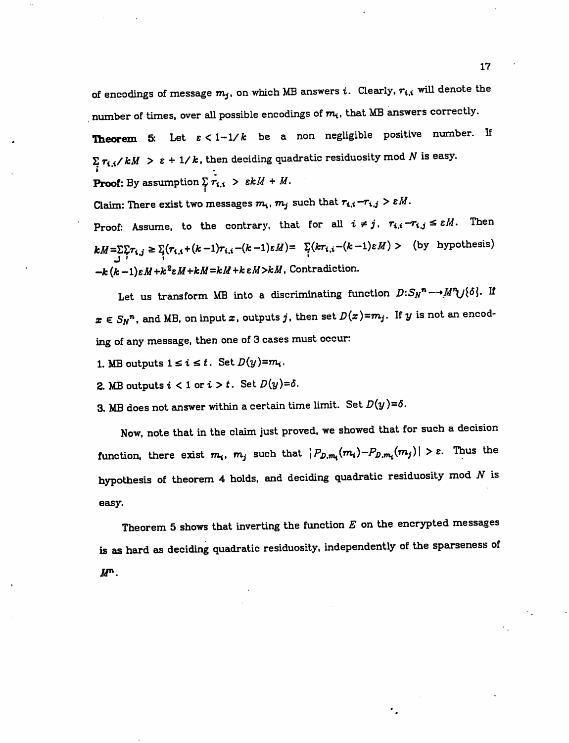of encodings of message $m_j$, on which MB answers $i$. Clearly, $r_{i,i}$ will denote the number of times, over all possible encodings of $m_i$, that MB answers correctly.

**Theorem 5:** Let $\varepsilon < 1-1/k$ be a non negligible positive number. If $\sum_i r_{i,i}/kM > \varepsilon + 1/k$, then deciding quadratic residuosity mod $N$ is easy.

**Proof:** By assumption $\sum_i r_{i,i} > \varepsilon kM + M$.

Claim: There exist two messages $m_i$, $m_j$ such that $r_{i,i}-r_{i,j} > \varepsilon M$.

Proof: Assume, to the contrary, that for all $i \neq j$, $r_{i,i}-r_{i,j} \leq \varepsilon M$. Then $kM = \sum_j \sum_i r_{i,j} \geq \sum_i (r_{i,i}+(k-1)r_{i,i}-(k-1)\varepsilon M) = \sum_i (kr_{i,i}-(k-1)\varepsilon M) >$ (by hypothesis) $-k(k-1)\varepsilon M + k^2 \varepsilon M + kM = kM + k\varepsilon M > kM$. Contradiction.

Let us transform MB into a discriminating function $D: S_N{}^n \rightarrow M^n \cup \{\delta\}$. If $x \in S_N{}^n$, and MB, on input $x$, outputs $j$, then set $D(x)=m_j$. If $y$ is not an encoding of any message, then one of 3 cases must occur:

1. MB outputs $1 \leq i \leq t$. Set $D(y)=m_i$.
2. MB outputs $i < 1$ or $i > t$. Set $D(y)=\delta$.
3. MB does not answer within a certain time limit. Set $D(y)=\delta$.

Now, note that in the claim just proved, we showed that for such a decision function, there exist $m_i$, $m_j$ such that $|P_{D,m_i}(m_i)-P_{D,m_i}(m_j)| > \varepsilon$. Thus the hypothesis of theorem 4 holds, and deciding quadratic residuosity mod $N$ is easy.

Theorem 5 shows that inverting the function $E$ on the encrypted messages is as hard as deciding quadratic residuosity, independently of the sparseness of $M^n$.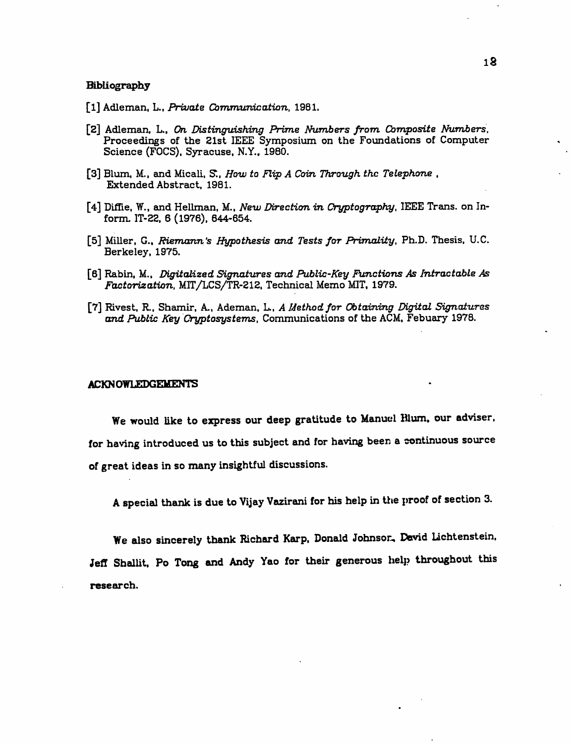## Bibliography

[1] Adleman, L., *Private Communication*, 1981.

[2] Adleman, L., *On Distinguishing Prime Numbers from Composite Numbers*, Proceedings of the 21st IEEE Symposium on the Foundations of Computer Science (FOCS), Syracuse, N.Y., 1980.

[3] Blum, M., and Micali, S., *How to Flip A Coin Through thc Telephone* , Extended Abstract, 1981.

[4] Diffie, W., and Hellman, M., *New Direction in Cryptography*, IEEE Trans. on Inform. IT-22, 6 (1976), 644-654.

[5] Miller, G., *Riemann's Hypothesis and Tests for Primality*, Ph.D. Thesis, U.C. Berkeley, 1975.

[6] Rabin, M., *Digitalized Signatures and Public-Key Functions As Intractable As Factorization*, MIT/LCS/TR-212, Technical Memo MIT, 1979.

[7] Rivest, R., Shamir, A., Ademan, L., *A Method for Obtaining Digital Signatures and Public Key Cryptosystems*, Communications of the ACM, Febuary 1978.

## ACKNOWLEDGEMENTS

**We would like to express our deep gratitude to Manuel Blum, our adviser, for having introduced us to this subject and for having been a continuous source of great ideas in so many insightful discussions.**

**A special thank is due to Vijay Vazirani for his help in the proof of section 3.**

**We also sincerely thank Richard Karp, Donald Johnson, David Lichtenstein, Jeff Shallit, Po Tong and Andy Yao for their generous help throughout this research.**